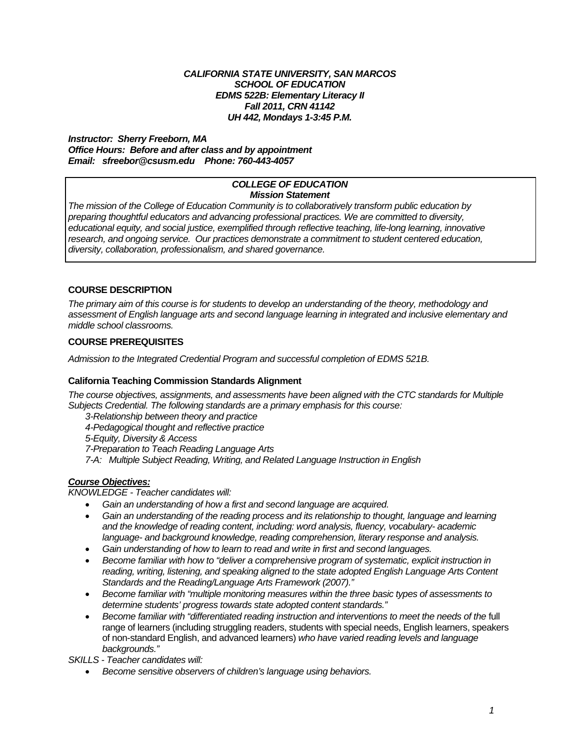***CALIFORNIA STATE UNIVERSITY, SAN MARCOS***
***SCHOOL OF EDUCATION***
***EDMS 522B: Elementary Literacy II***
***Fall 2011, CRN 41142***
***UH 442, Mondays 1-3:45 P.M.***

***Instructor: Sherry Freeborn, MA***
***Office Hours: Before and after class and by appointment***
***Email: sfreebor@csusm.edu Phone: 760-443-4057***

***COLLEGE OF EDUCATION***
***Mission Statement***

*The mission of the College of Education Community is to collaboratively transform public education by preparing thoughtful educators and advancing professional practices. We are committed to diversity, educational equity, and social justice, exemplified through reflective teaching, life-long learning, innovative research, and ongoing service. Our practices demonstrate a commitment to student centered education, diversity, collaboration, professionalism, and shared governance.*

## COURSE DESCRIPTION

*The primary aim of this course is for students to develop an understanding of the theory, methodology and assessment of English language arts and second language learning in integrated and inclusive elementary and middle school classrooms.*

## COURSE PREREQUISITES

*Admission to the Integrated Credential Program and successful completion of EDMS 521B.*

### California Teaching Commission Standards Alignment

*The course objectives, assignments, and assessments have been aligned with the CTC standards for Multiple Subjects Credential. The following standards are a primary emphasis for this course:*

*3-Relationship between theory and practice*
*4-Pedagogical thought and reflective practice*
*5-Equity, Diversity & Access*
*7-Preparation to Teach Reading Language Arts*
*7-A: Multiple Subject Reading, Writing, and Related Language Instruction in English*

***Course Objectives:***

*KNOWLEDGE - Teacher candidates will:*

- *Gain an understanding of how a first and second language are acquired.*
- *Gain an understanding of the reading process and its relationship to thought, language and learning and the knowledge of reading content, including: word analysis, fluency, vocabulary- academic language- and background knowledge, reading comprehension, literary response and analysis.*
- *Gain understanding of how to learn to read and write in first and second languages.*
- *Become familiar with how to "deliver a comprehensive program of systematic, explicit instruction in reading, writing, listening, and speaking aligned to the state adopted English Language Arts Content Standards and the Reading/Language Arts Framework (2007)."*
- *Become familiar with "multiple monitoring measures within the three basic types of assessments to determine students' progress towards state adopted content standards."*
- *Become familiar with "differentiated reading instruction and interventions to meet the needs of the* full range of learners (including struggling readers, students with special needs, English learners, speakers of non-standard English, and advanced learners) *who have varied reading levels and language backgrounds."*

*SKILLS - Teacher candidates will:*

- *Become sensitive observers of children's language using behaviors.*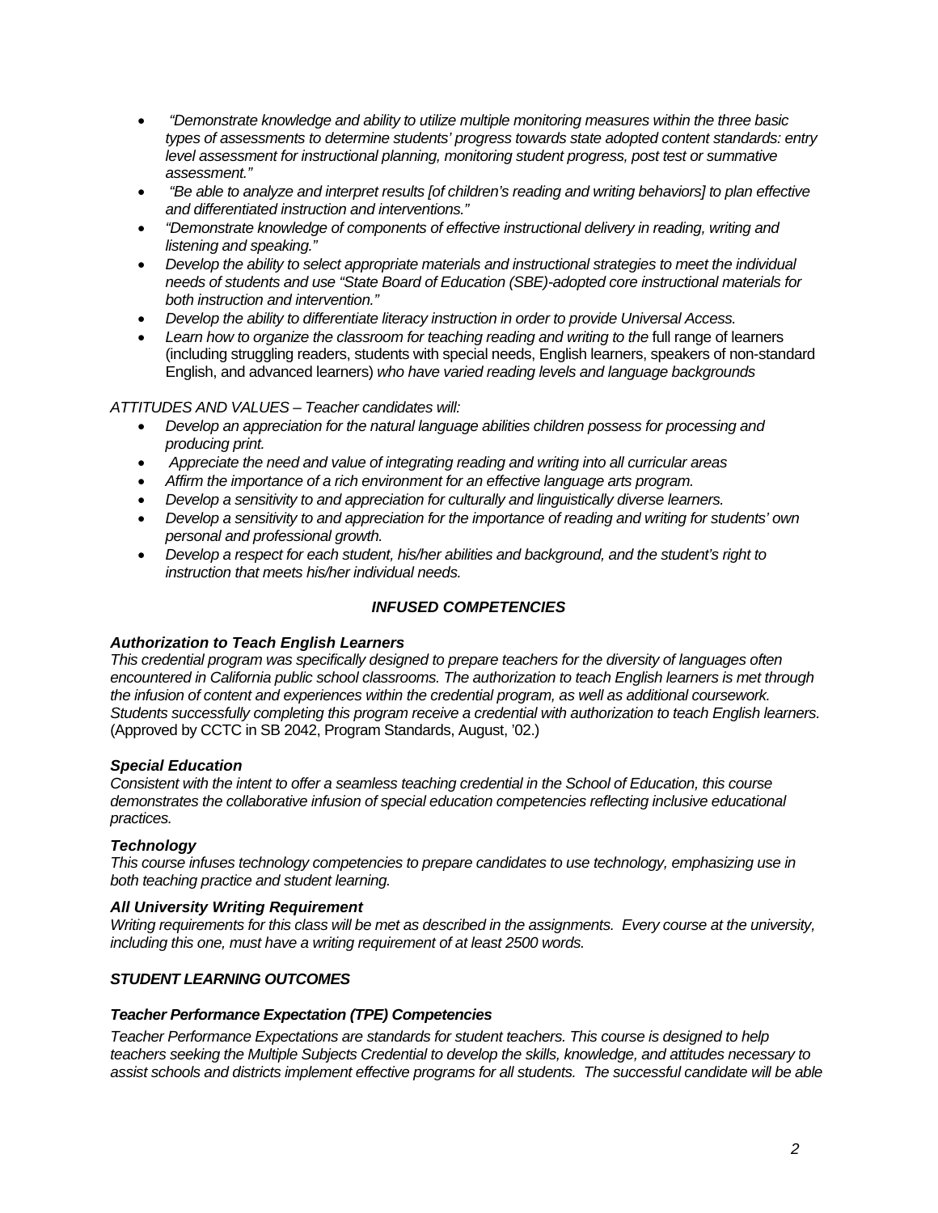- *"Demonstrate knowledge and ability to utilize multiple monitoring measures within the three basic types of assessments to determine students' progress towards state adopted content standards: entry level assessment for instructional planning, monitoring student progress, post test or summative assessment."*
- *"Be able to analyze and interpret results [of children's reading and writing behaviors] to plan effective and differentiated instruction and interventions."*
- *"Demonstrate knowledge of components of effective instructional delivery in reading, writing and listening and speaking."*
- *Develop the ability to select appropriate materials and instructional strategies to meet the individual needs of students and use "State Board of Education (SBE)-adopted core instructional materials for both instruction and intervention."*
- *Develop the ability to differentiate literacy instruction in order to provide Universal Access.*
- *Learn how to organize the classroom for teaching reading and writing to the* full range of learners (including struggling readers, students with special needs, English learners, speakers of non-standard English, and advanced learners) *who have varied reading levels and language backgrounds*

*ATTITUDES AND VALUES – Teacher candidates will:*

- *Develop an appreciation for the natural language abilities children possess for processing and producing print.*
- *Appreciate the need and value of integrating reading and writing into all curricular areas*
- *Affirm the importance of a rich environment for an effective language arts program.*
- *Develop a sensitivity to and appreciation for culturally and linguistically diverse learners.*
- *Develop a sensitivity to and appreciation for the importance of reading and writing for students' own personal and professional growth.*
- *Develop a respect for each student, his/her abilities and background, and the student's right to instruction that meets his/her individual needs.*

## ***INFUSED COMPETENCIES***

### ***Authorization to Teach English Learners***

*This credential program was specifically designed to prepare teachers for the diversity of languages often encountered in California public school classrooms. The authorization to teach English learners is met through the infusion of content and experiences within the credential program, as well as additional coursework. Students successfully completing this program receive a credential with authorization to teach English learners.* (Approved by CCTC in SB 2042, Program Standards, August, '02.)

### ***Special Education***

*Consistent with the intent to offer a seamless teaching credential in the School of Education, this course demonstrates the collaborative infusion of special education competencies reflecting inclusive educational practices.*

### ***Technology***

*This course infuses technology competencies to prepare candidates to use technology, emphasizing use in both teaching practice and student learning.*

### ***All University Writing Requirement***

*Writing requirements for this class will be met as described in the assignments. Every course at the university, including this one, must have a writing requirement of at least 2500 words.*

## ***STUDENT LEARNING OUTCOMES***

### ***Teacher Performance Expectation (TPE) Competencies***

*Teacher Performance Expectations are standards for student teachers. This course is designed to help teachers seeking the Multiple Subjects Credential to develop the skills, knowledge, and attitudes necessary to assist schools and districts implement effective programs for all students. The successful candidate will be able*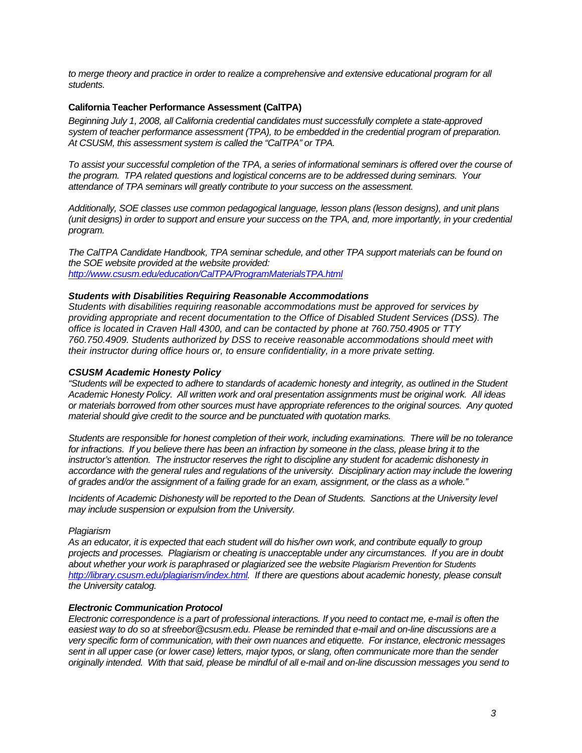*to merge theory and practice in order to realize a comprehensive and extensive educational program for all students.*

### California Teacher Performance Assessment (CalTPA)

*Beginning July 1, 2008, all California credential candidates must successfully complete a state-approved system of teacher performance assessment (TPA), to be embedded in the credential program of preparation. At CSUSM, this assessment system is called the "CalTPA" or TPA.*

*To assist your successful completion of the TPA, a series of informational seminars is offered over the course of the program. TPA related questions and logistical concerns are to be addressed during seminars. Your attendance of TPA seminars will greatly contribute to your success on the assessment.*

*Additionally, SOE classes use common pedagogical language, lesson plans (lesson designs), and unit plans (unit designs) in order to support and ensure your success on the TPA, and, more importantly, in your credential program.*

*The CalTPA Candidate Handbook, TPA seminar schedule, and other TPA support materials can be found on the SOE website provided at the website provided:*
*http://www.csusm.edu/education/CalTPA/ProgramMaterialsTPA.html*

### *Students with Disabilities Requiring Reasonable Accommodations*

*Students with disabilities requiring reasonable accommodations must be approved for services by providing appropriate and recent documentation to the Office of Disabled Student Services (DSS). The office is located in Craven Hall 4300, and can be contacted by phone at 760.750.4905 or TTY 760.750.4909. Students authorized by DSS to receive reasonable accommodations should meet with their instructor during office hours or, to ensure confidentiality, in a more private setting.*

### *CSUSM Academic Honesty Policy*

*"Students will be expected to adhere to standards of academic honesty and integrity, as outlined in the Student Academic Honesty Policy. All written work and oral presentation assignments must be original work. All ideas or materials borrowed from other sources must have appropriate references to the original sources. Any quoted material should give credit to the source and be punctuated with quotation marks.*

*Students are responsible for honest completion of their work, including examinations. There will be no tolerance for infractions. If you believe there has been an infraction by someone in the class, please bring it to the instructor's attention. The instructor reserves the right to discipline any student for academic dishonesty in accordance with the general rules and regulations of the university. Disciplinary action may include the lowering of grades and/or the assignment of a failing grade for an exam, assignment, or the class as a whole."*

*Incidents of Academic Dishonesty will be reported to the Dean of Students. Sanctions at the University level may include suspension or expulsion from the University.*

*Plagiarism*

*As an educator, it is expected that each student will do his/her own work, and contribute equally to group projects and processes. Plagiarism or cheating is unacceptable under any circumstances. If you are in doubt about whether your work is paraphrased or plagiarized see the website Plagiarism Prevention for Students http://library.csusm.edu/plagiarism/index.html. If there are questions about academic honesty, please consult the University catalog.*

### *Electronic Communication Protocol*

*Electronic correspondence is a part of professional interactions. If you need to contact me, e-mail is often the easiest way to do so at sfreebor@csusm.edu. Please be reminded that e-mail and on-line discussions are a very specific form of communication, with their own nuances and etiquette. For instance, electronic messages sent in all upper case (or lower case) letters, major typos, or slang, often communicate more than the sender originally intended. With that said, please be mindful of all e-mail and on-line discussion messages you send to*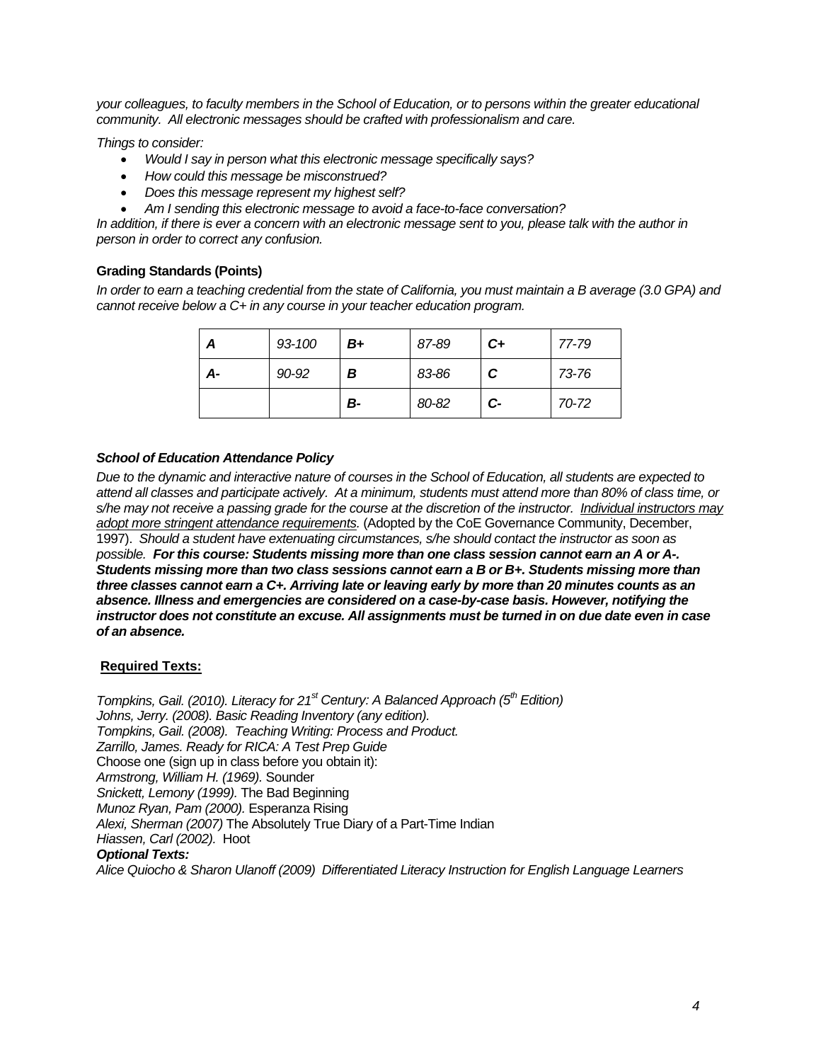*your colleagues, to faculty members in the School of Education, or to persons within the greater educational community. All electronic messages should be crafted with professionalism and care.*

*Things to consider:*

- *Would I say in person what this electronic message specifically says?*
- *How could this message be misconstrued?*
- *Does this message represent my highest self?*
- *Am I sending this electronic message to avoid a face-to-face conversation?*

*In addition, if there is ever a concern with an electronic message sent to you, please talk with the author in person in order to correct any confusion.*

### Grading Standards (Points)

*In order to earn a teaching credential from the state of California, you must maintain a B average (3.0 GPA) and cannot receive below a C+ in any course in your teacher education program.*

| ***A*** | *93-100* | ***B+*** | *87-89* | ***C+*** | *77-79* |
|---|---|---|---|---|---|
| ***A-*** | *90-92* | ***B*** | *83-86* | ***C*** | *73-76* |
| | | ***B-*** | *80-82* | ***C-*** | *70-72* |

### *School of Education Attendance Policy*

*Due to the dynamic and interactive nature of courses in the School of Education, all students are expected to attend all classes and participate actively. At a minimum, students must attend more than 80% of class time, or s/he may not receive a passing grade for the course at the discretion of the instructor. Individual instructors may adopt more stringent attendance requirements.* (Adopted by the CoE Governance Community, December, 1997). *Should a student have extenuating circumstances, s/he should contact the instructor as soon as possible.* ***For this course: Students missing more than one class session cannot earn an A or A-. Students missing more than two class sessions cannot earn a B or B+. Students missing more than three classes cannot earn a C+. Arriving late or leaving early by more than 20 minutes counts as an absence. Illness and emergencies are considered on a case-by-case basis. However, notifying the instructor does not constitute an excuse. All assignments must be turned in on due date even in case of an absence.***

### Required Texts:

*Tompkins, Gail. (2010). Literacy for 21st Century: A Balanced Approach (5th Edition)*
*Johns, Jerry. (2008). Basic Reading Inventory (any edition).*
*Tompkins, Gail. (2008). Teaching Writing: Process and Product.*
*Zarrillo, James. Ready for RICA: A Test Prep Guide*
Choose one (sign up in class before you obtain it):
*Armstrong, William H. (1969).* Sounder
*Snickett, Lemony (1999).* The Bad Beginning
*Munoz Ryan, Pam (2000).* Esperanza Rising
*Alexi, Sherman (2007)* The Absolutely True Diary of a Part-Time Indian
*Hiassen, Carl (2002).* Hoot
***Optional Texts:***
*Alice Quiocho & Sharon Ulanoff (2009) Differentiated Literacy Instruction for English Language Learners*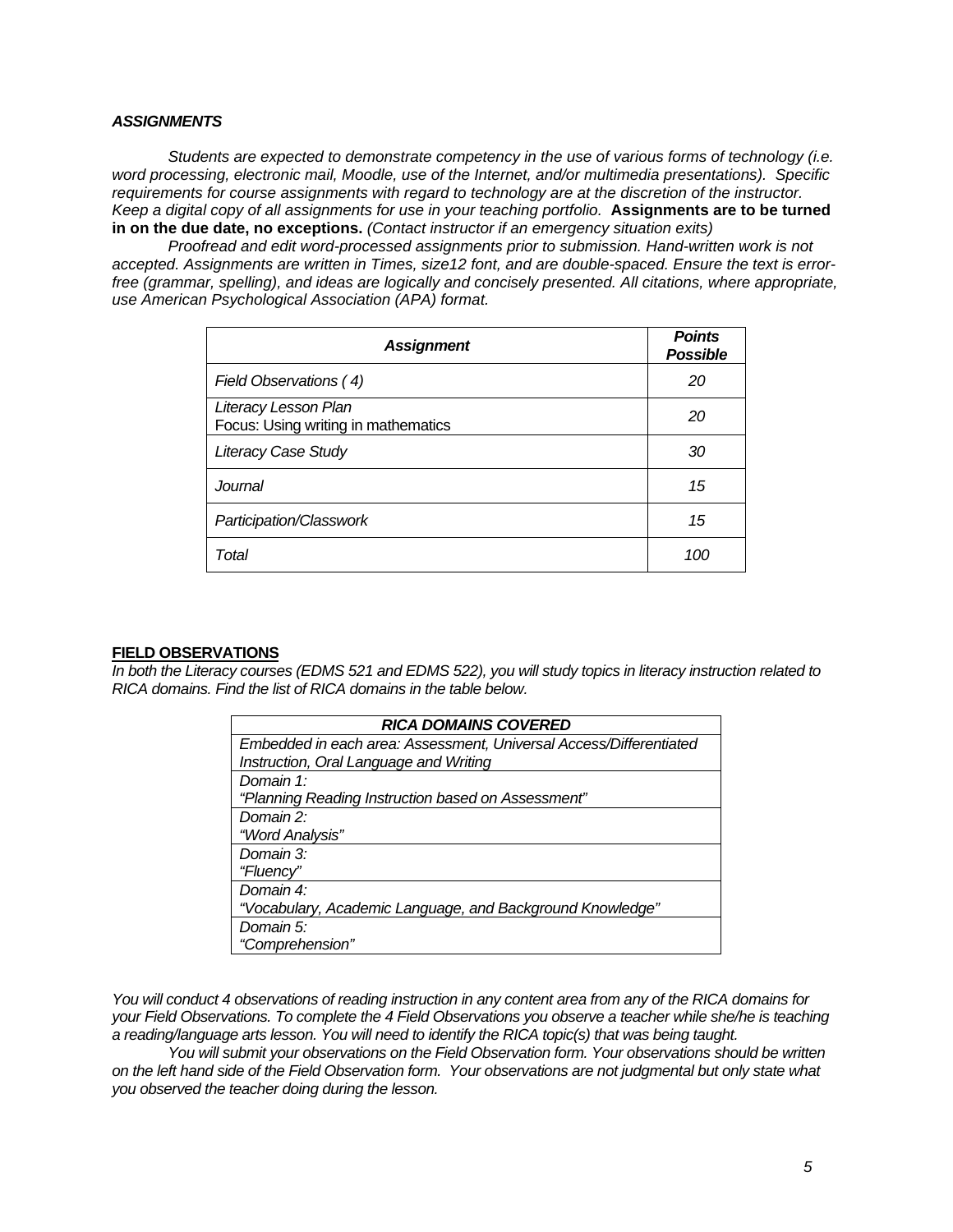### *ASSIGNMENTS*

*Students are expected to demonstrate competency in the use of various forms of technology (i.e. word processing, electronic mail, Moodle, use of the Internet, and/or multimedia presentations). Specific requirements for course assignments with regard to technology are at the discretion of the instructor. Keep a digital copy of all assignments for use in your teaching portfolio.* **Assignments are to be turned in on the due date, no exceptions.** *(Contact instructor if an emergency situation exits)*

*Proofread and edit word-processed assignments prior to submission. Hand-written work is not accepted. Assignments are written in Times, size12 font, and are double-spaced. Ensure the text is error-free (grammar, spelling), and ideas are logically and concisely presented. All citations, where appropriate, use American Psychological Association (APA) format.*

| ***Assignment*** | ***Points Possible*** |
|---|---|
| *Field Observations ( 4)* | *20* |
| *Literacy Lesson Plan*<br>Focus: Using writing in mathematics | *20* |
| *Literacy Case Study* | *30* |
| *Journal* | *15* |
| *Participation/Classwork* | *15* |
| *Total* | *100* |

#### FIELD OBSERVATIONS

*In both the Literacy courses (EDMS 521 and EDMS 522), you will study topics in literacy instruction related to RICA domains. Find the list of RICA domains in the table below.*

| ***RICA DOMAINS COVERED*** |
|---|
| *Embedded in each area: Assessment, Universal Access/Differentiated Instruction, Oral Language and Writing* |
| *Domain 1:*<br>*"Planning Reading Instruction based on Assessment"* |
| *Domain 2:*<br>*"Word Analysis"* |
| *Domain 3:*<br>*"Fluency"* |
| *Domain 4:*<br>*"Vocabulary, Academic Language, and Background Knowledge"* |
| *Domain 5:*<br>*"Comprehension"* |

*You will conduct 4 observations of reading instruction in any content area from any of the RICA domains for your Field Observations. To complete the 4 Field Observations you observe a teacher while she/he is teaching a reading/language arts lesson. You will need to identify the RICA topic(s) that was being taught.*

*You will submit your observations on the Field Observation form. Your observations should be written on the left hand side of the Field Observation form. Your observations are not judgmental but only state what you observed the teacher doing during the lesson.*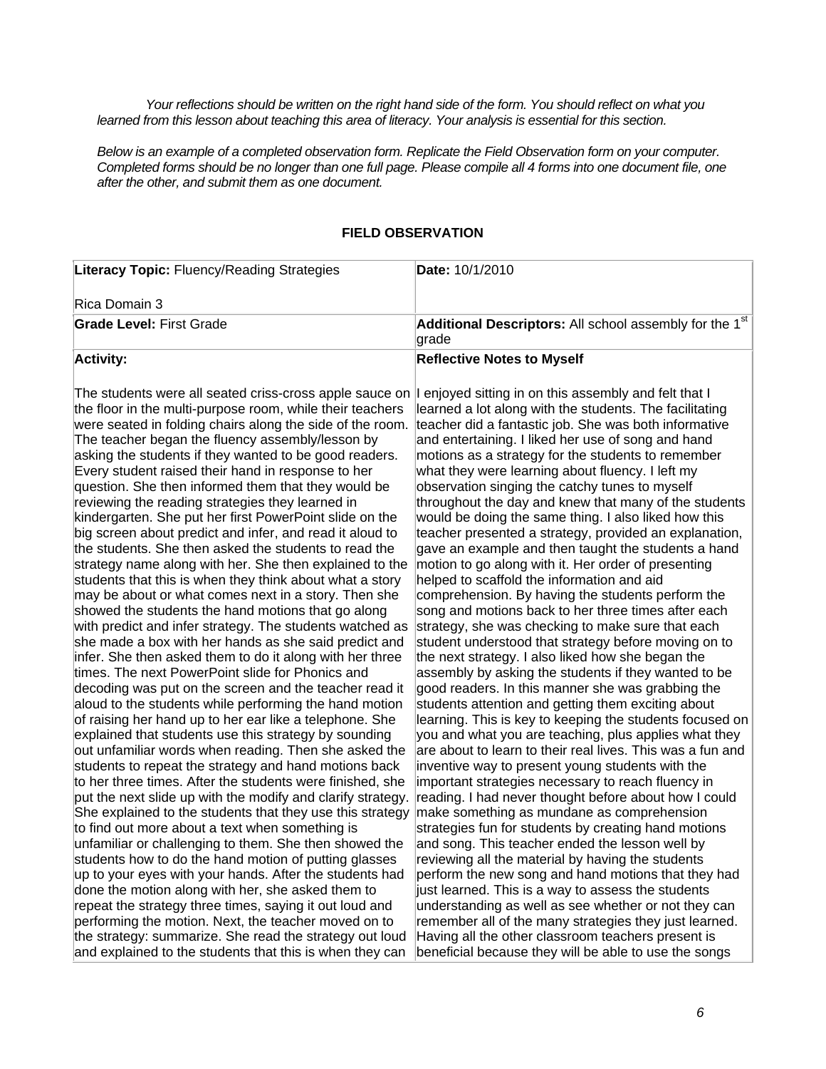*Your reflections should be written on the right hand side of the form. You should reflect on what you learned from this lesson about teaching this area of literacy. Your analysis is essential for this section.*

*Below is an example of a completed observation form. Replicate the Field Observation form on your computer. Completed forms should be no longer than one full page. Please compile all 4 forms into one document file, one after the other, and submit them as one document.*

## FIELD OBSERVATION

| **Literacy Topic:** Fluency/Reading Strategies<br><br>Rica Domain 3 | **Date:** 10/1/2010 |
|---|---|
| **Grade Level:** First Grade | **Additional Descriptors:** All school assembly for the 1st grade |
| **Activity:**<br><br>The students were all seated criss-cross apple sauce on the floor in the multi-purpose room, while their teachers were seated in folding chairs along the side of the room. The teacher began the fluency assembly/lesson by asking the students if they wanted to be good readers. Every student raised their hand in response to her question. She then informed them that they would be reviewing the reading strategies they learned in kindergarten. She put her first PowerPoint slide on the big screen about predict and infer, and read it aloud to the students. She then asked the students to read the strategy name along with her. She then explained to the students that this is when they think about what a story may be about or what comes next in a story. Then she showed the students the hand motions that go along with predict and infer strategy. The students watched as she made a box with her hands as she said predict and infer. She then asked them to do it along with her three times. The next PowerPoint slide for Phonics and decoding was put on the screen and the teacher read it aloud to the students while performing the hand motion of raising her hand up to her ear like a telephone. She explained that students use this strategy by sounding out unfamiliar words when reading. Then she asked the students to repeat the strategy and hand motions back to her three times. After the students were finished, she put the next slide up with the modify and clarify strategy. She explained to the students that they use this strategy to find out more about a text when something is unfamiliar or challenging to them. She then showed the students how to do the hand motion of putting glasses up to your eyes with your hands. After the students had done the motion along with her, she asked them to repeat the strategy three times, saying it out loud and performing the motion. Next, the teacher moved on to the strategy: summarize. She read the strategy out loud and explained to the students that this is when they can | **Reflective Notes to Myself**<br><br>I enjoyed sitting in on this assembly and felt that I learned a lot along with the students. The facilitating teacher did a fantastic job. She was both informative and entertaining. I liked her use of song and hand motions as a strategy for the students to remember what they were learning about fluency. I left my observation singing the catchy tunes to myself throughout the day and knew that many of the students would be doing the same thing. I also liked how this teacher presented a strategy, provided an explanation, gave an example and then taught the students a hand motion to go along with it. Her order of presenting helped to scaffold the information and aid comprehension. By having the students perform the song and motions back to her three times after each strategy, she was checking to make sure that each student understood that strategy before moving on to the next strategy. I also liked how she began the assembly by asking the students if they wanted to be good readers. In this manner she was grabbing the students attention and getting them exciting about learning. This is key to keeping the students focused on you and what you are teaching, plus applies what they are about to learn to their real lives. This was a fun and inventive way to present young students with the important strategies necessary to reach fluency in reading. I had never thought before about how I could make something as mundane as comprehension strategies fun for students by creating hand motions and song. This teacher ended the lesson well by reviewing all the material by having the students perform the new song and hand motions that they had just learned. This is a way to assess the students understanding as well as see whether or not they can remember all of the many strategies they just learned. Having all the other classroom teachers present is beneficial because they will be able to use the songs |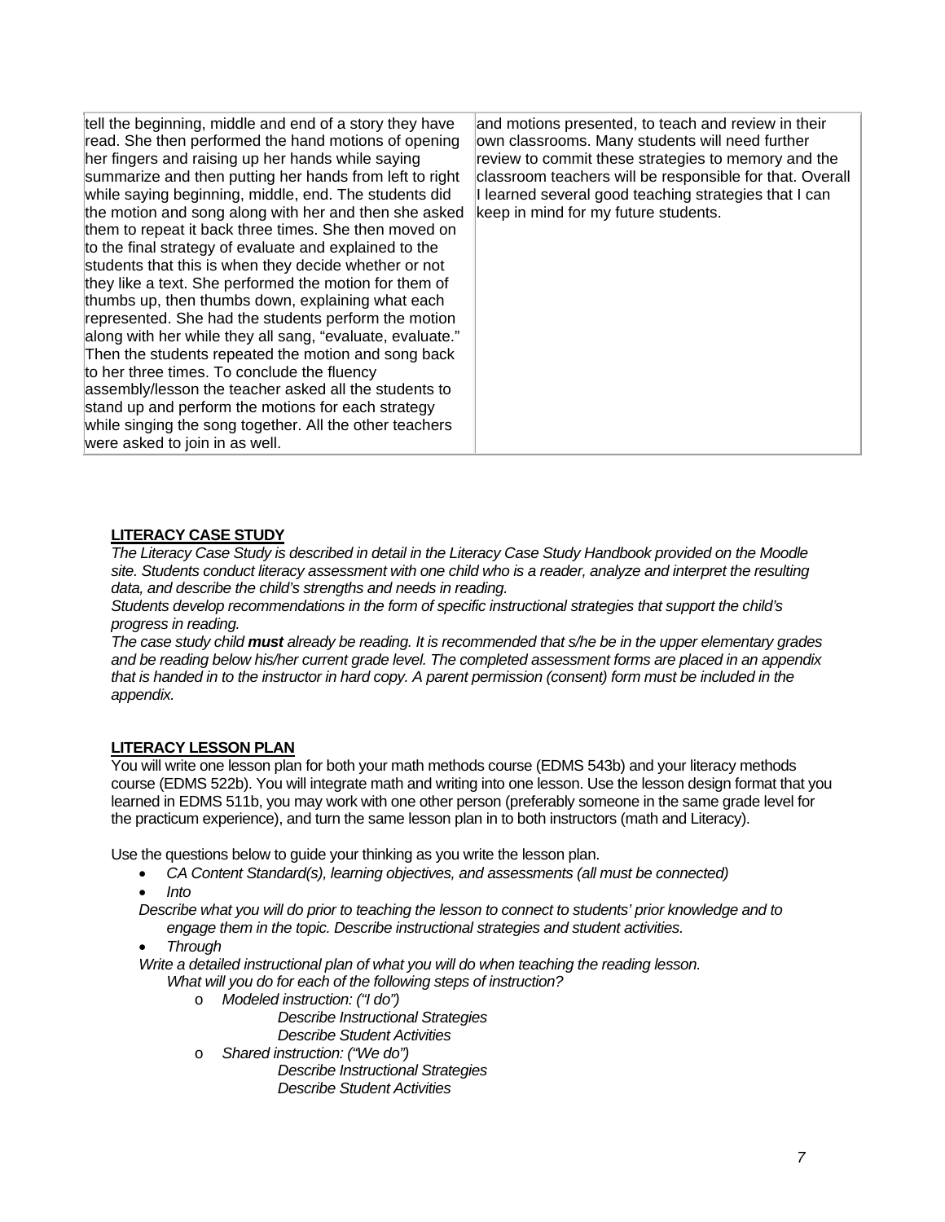| | |
|---|---|
| tell the beginning, middle and end of a story they have read. She then performed the hand motions of opening her fingers and raising up her hands while saying summarize and then putting her hands from left to right while saying beginning, middle, end. The students did the motion and song along with her and then she asked them to repeat it back three times. She then moved on to the final strategy of evaluate and explained to the students that this is when they decide whether or not they like a text. She performed the motion for them of thumbs up, then thumbs down, explaining what each represented. She had the students perform the motion along with her while they all sang, "evaluate, evaluate." Then the students repeated the motion and song back to her three times. To conclude the fluency assembly/lesson the teacher asked all the students to stand up and perform the motions for each strategy while singing the song together. All the other teachers were asked to join in as well. | and motions presented, to teach and review in their own classrooms. Many students will need further review to commit these strategies to memory and the classroom teachers will be responsible for that. Overall I learned several good teaching strategies that I can keep in mind for my future students. |

**LITERACY CASE STUDY**

*The Literacy Case Study is described in detail in the Literacy Case Study Handbook provided on the Moodle site. Students conduct literacy assessment with one child who is a reader, analyze and interpret the resulting data, and describe the child's strengths and needs in reading.*

*Students develop recommendations in the form of specific instructional strategies that support the child's progress in reading.*

*The case study child **must** already be reading. It is recommended that s/he be in the upper elementary grades and be reading below his/her current grade level. The completed assessment forms are placed in an appendix that is handed in to the instructor in hard copy. A parent permission (consent) form must be included in the appendix.*

**LITERACY LESSON PLAN**

You will write one lesson plan for both your math methods course (EDMS 543b) and your literacy methods course (EDMS 522b). You will integrate math and writing into one lesson. Use the lesson design format that you learned in EDMS 511b, you may work with one other person (preferably someone in the same grade level for the practicum experience), and turn the same lesson plan in to both instructors (math and Literacy).

Use the questions below to guide your thinking as you write the lesson plan.

- *CA Content Standard(s), learning objectives, and assessments (all must be connected)*
- *Into*

*Describe what you will do prior to teaching the lesson to connect to students' prior knowledge and to engage them in the topic. Describe instructional strategies and student activities.*

- *Through*

*Write a detailed instructional plan of what you will do when teaching the reading lesson. What will you do for each of the following steps of instruction?*

- *Modeled instruction: ("I do")*
  - *Describe Instructional Strategies*
  - *Describe Student Activities*
- *Shared instruction: ("We do")*
  - *Describe Instructional Strategies*
  - *Describe Student Activities*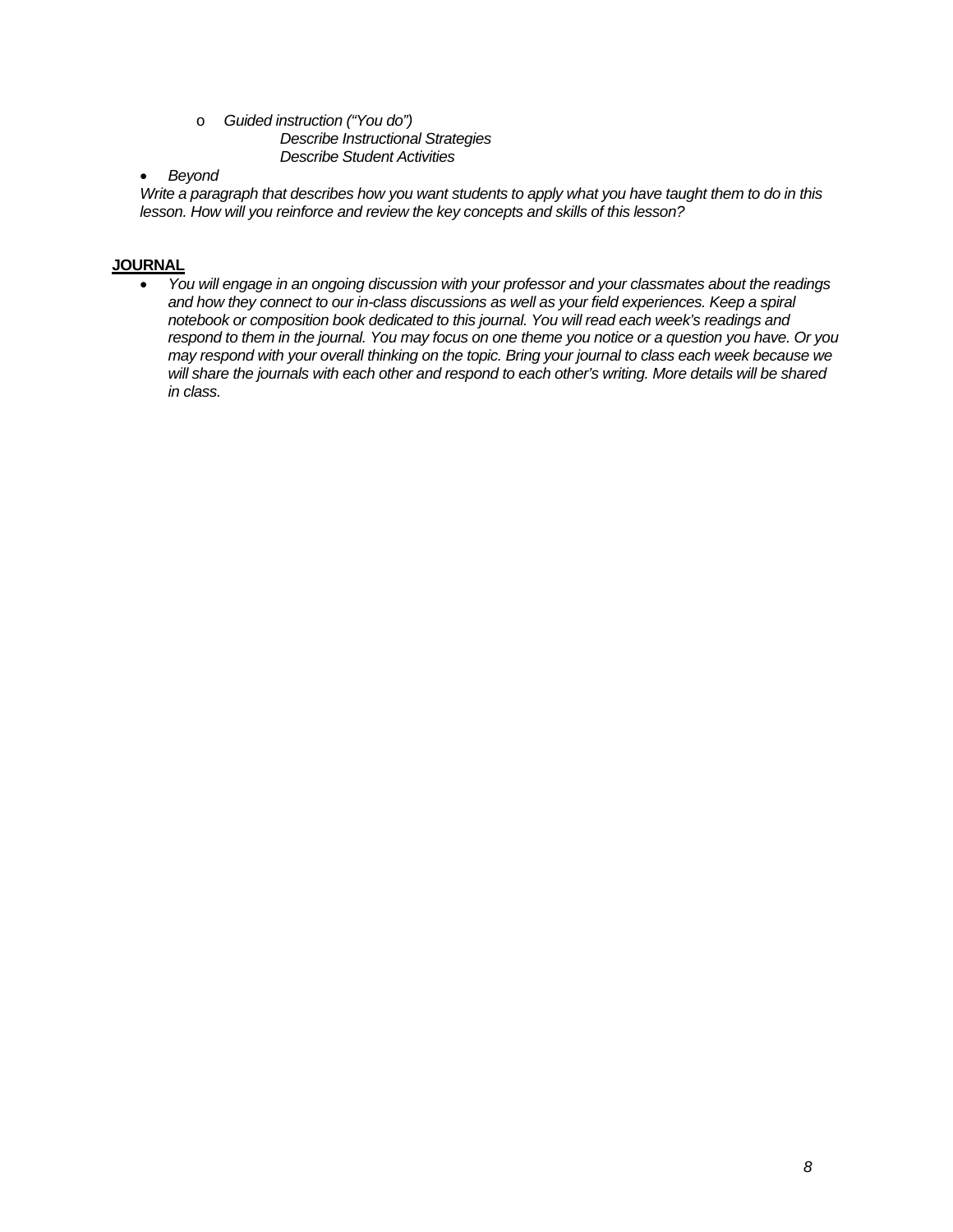- *Guided instruction ("You do")*
    - *Describe Instructional Strategies*
    - *Describe Student Activities*

- *Beyond*

*Write a paragraph that describes how you want students to apply what you have taught them to do in this lesson. How will you reinforce and review the key concepts and skills of this lesson?*

**JOURNAL**

- *You will engage in an ongoing discussion with your professor and your classmates about the readings and how they connect to our in-class discussions as well as your field experiences. Keep a spiral notebook or composition book dedicated to this journal. You will read each week's readings and respond to them in the journal. You may focus on one theme you notice or a question you have. Or you may respond with your overall thinking on the topic. Bring your journal to class each week because we will share the journals with each other and respond to each other's writing. More details will be shared in class.*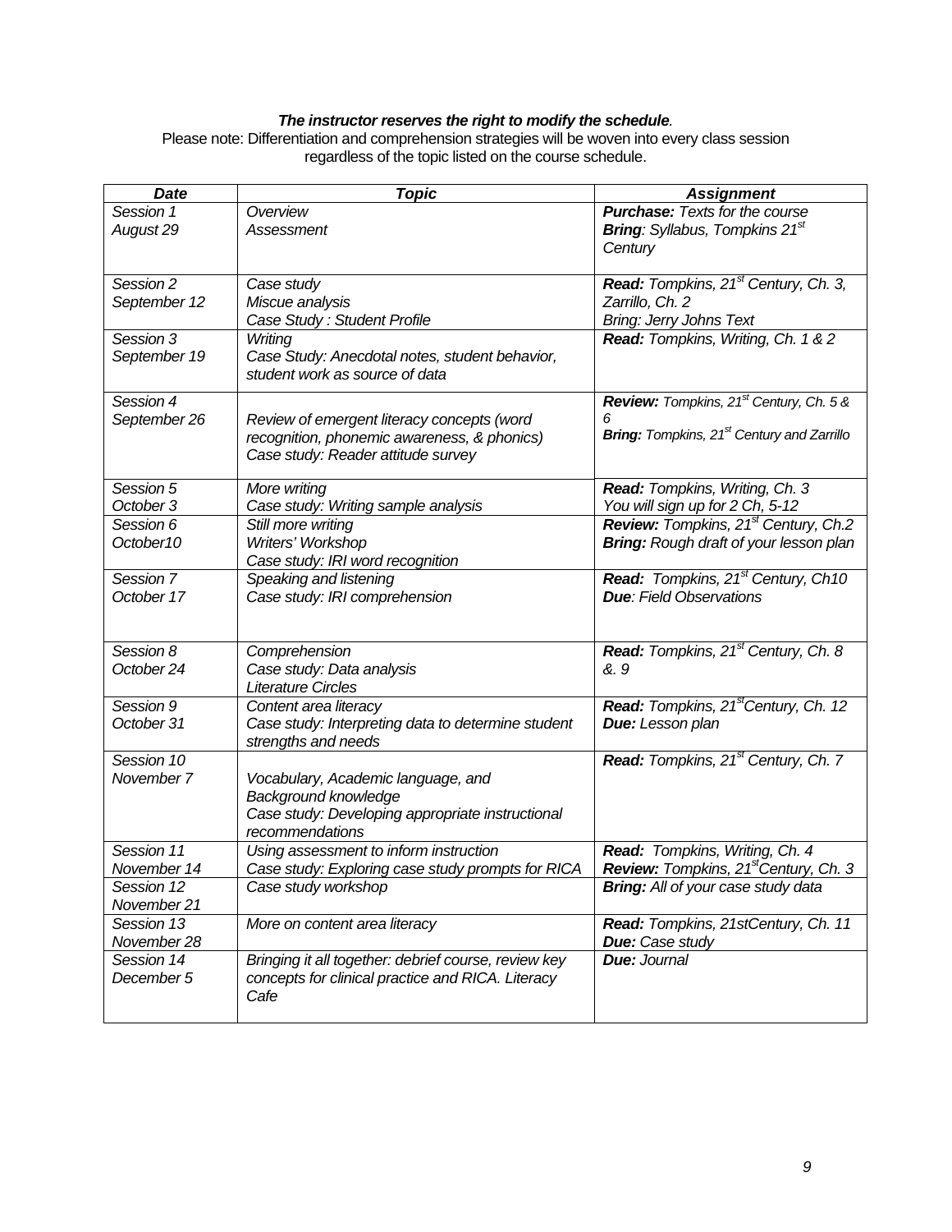***The instructor reserves the right to modify the schedule*.**

Please note: Differentiation and comprehension strategies will be woven into every class session regardless of the topic listed on the course schedule.

| ***Date*** | ***Topic*** | ***Assignment*** |
|---|---|---|
| *Session 1 August 29* | *Overview Assessment* | ***Purchase:*** *Texts for the course* ***Bring****: Syllabus, Tompkins 21st Century* |
| *Session 2 September 12* | *Case study Miscue analysis Case Study : Student Profile* | ***Read:*** *Tompkins, 21st Century, Ch. 3, Zarrillo, Ch. 2 Bring: Jerry Johns Text* |
| *Session 3 September 19* | *Writing Case Study: Anecdotal notes, student behavior, student work as source of data* | ***Read:*** *Tompkins, Writing, Ch. 1 & 2* |
| *Session 4 September 26* | *Review of emergent literacy concepts (word recognition, phonemic awareness, & phonics) Case study: Reader attitude survey* | ***Review:*** *Tompkins, 21st Century, Ch. 5 & 6* ***Bring:*** *Tompkins, 21st Century and Zarrillo* |
| *Session 5 October 3* | *More writing Case study: Writing sample analysis* | ***Read:*** *Tompkins, Writing, Ch. 3 You will sign up for 2 Ch, 5-12* |
| *Session 6 October10* | *Still more writing Writers' Workshop Case study: IRI word recognition* | ***Review:*** *Tompkins, 21st Century, Ch.2* ***Bring:*** *Rough draft of your lesson plan* |
| *Session 7 October 17* | *Speaking and listening Case study: IRI comprehension* | ***Read:*** *Tompkins, 21st Century, Ch10* ***Due****: Field Observations* |
| *Session 8 October 24* | *Comprehension Case study: Data analysis Literature Circles* | ***Read:*** *Tompkins, 21st Century, Ch. 8 &. 9* |
| *Session 9 October 31* | *Content area literacy Case study: Interpreting data to determine student strengths and needs* | ***Read:*** *Tompkins, 21stCentury, Ch. 12* ***Due:*** *Lesson plan* |
| *Session 10 November 7* | *Vocabulary, Academic language, and Background knowledge Case study: Developing appropriate instructional recommendations* | ***Read:*** *Tompkins, 21st Century, Ch. 7* |
| *Session 11 November 14* | *Using assessment to inform instruction Case study: Exploring case study prompts for RICA* | ***Read:*** *Tompkins, Writing, Ch. 4* ***Review:*** *Tompkins, 21stCentury, Ch. 3* |
| *Session 12 November 21* | *Case study workshop* | ***Bring:*** *All of your case study data* |
| *Session 13 November 28* | *More on content area literacy* | ***Read:*** *Tompkins, 21stCentury, Ch. 11* ***Due:*** *Case study* |
| *Session 14 December 5* | *Bringing it all together: debrief course, review key concepts for clinical practice and RICA. Literacy Cafe* | ***Due:*** *Journal* |